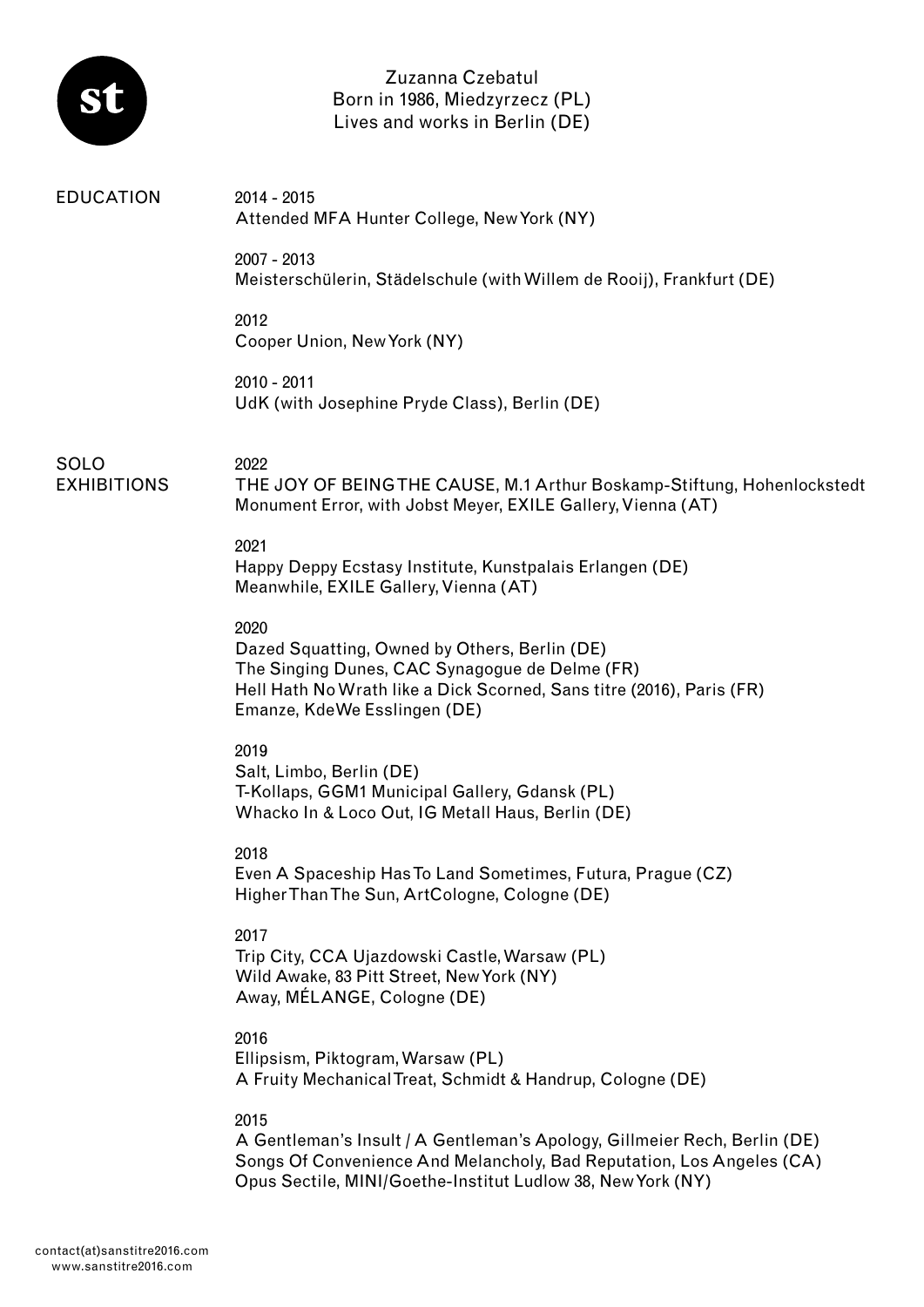Zuzanna Czebatul
Born in 1986, Miedzyrzecz (PL)
Lives and works in Berlin (DE)

## EDUCATION

2014 - 2015
Attended MFA Hunter College, New York (NY)

2007 - 2013
Meisterschülerin, Städelschule (with Willem de Rooij), Frankfurt (DE)

2012
Cooper Union, New York (NY)

2010 - 2011
UdK (with Josephine Pryde Class), Berlin (DE)

## SOLO EXHIBITIONS

2022
THE JOY OF BEING THE CAUSE, M.1 Arthur Boskamp-Stiftung, Hohenlockstedt
Monument Error, with Jobst Meyer, EXILE Gallery, Vienna (AT)

2021
Happy Deppy Ecstasy Institute, Kunstpalais Erlangen (DE)
Meanwhile, EXILE Gallery, Vienna (AT)

2020
Dazed Squatting, Owned by Others, Berlin (DE)
The Singing Dunes, CAC Synagogue de Delme (FR)
Hell Hath No Wrath like a Dick Scorned, Sans titre (2016), Paris (FR)
Emanze, KdeWe Esslingen (DE)

2019
Salt, Limbo, Berlin (DE)
T-Kollaps, GGM1 Municipal Gallery, Gdansk (PL)
Whacko In & Loco Out, IG Metall Haus, Berlin (DE)

2018
Even A Spaceship Has To Land Sometimes, Futura, Prague (CZ)
Higher Than The Sun, ArtCologne, Cologne (DE)

2017
Trip City, CCA Ujazdowski Castle, Warsaw (PL)
Wild Awake, 83 Pitt Street, New York (NY)
Away, MÉLANGE, Cologne (DE)

2016
Ellipsism, Piktogram, Warsaw (PL)
A Fruity Mechanical Treat, Schmidt & Handrup, Cologne (DE)

2015
A Gentleman's Insult / A Gentleman's Apology, Gillmeier Rech, Berlin (DE)
Songs Of Convenience And Melancholy, Bad Reputation, Los Angeles (CA)
Opus Sectile, MINI/Goethe-Institut Ludlow 38, New York (NY)

contact(at)sanstitre2016.com
www.sanstitre2016.com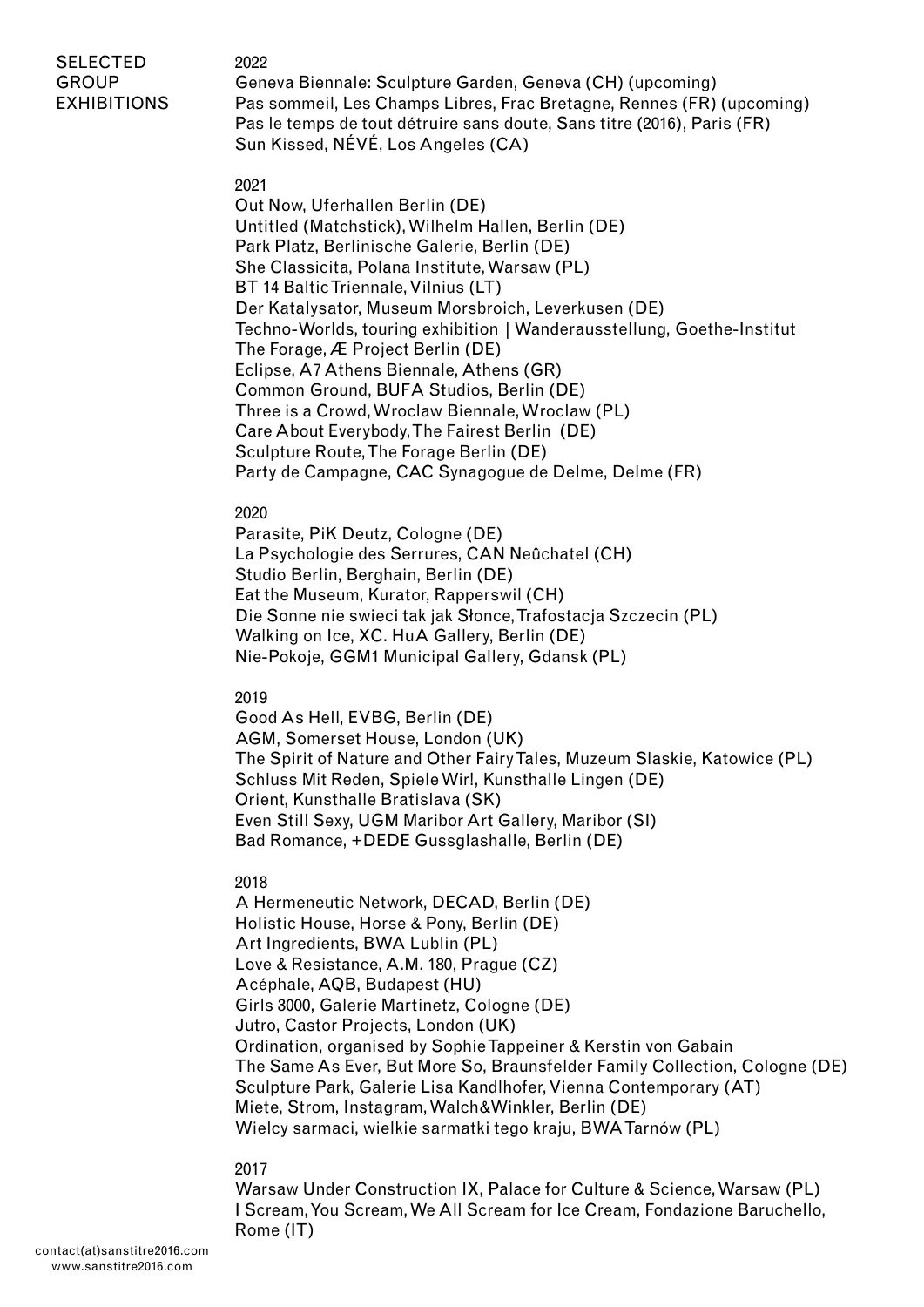## SELECTED GROUP EXHIBITIONS

### 2022

Geneva Biennale: Sculpture Garden, Geneva (CH) (upcoming)
Pas sommeil, Les Champs Libres, Frac Bretagne, Rennes (FR) (upcoming)
Pas le temps de tout détruire sans doute, Sans titre (2016), Paris (FR)
Sun Kissed, NÉVÉ, Los Angeles (CA)

### 2021

Out Now, Uferhallen Berlin (DE)
Untitled (Matchstick), Wilhelm Hallen, Berlin (DE)
Park Platz, Berlinische Galerie, Berlin (DE)
She Classicita, Polana Institute, Warsaw (PL)
BT 14 Baltic Triennale, Vilnius (LT)
Der Katalysator, Museum Morsbroich, Leverkusen (DE)
Techno-Worlds, touring exhibition | Wanderausstellung, Goethe-Institut
The Forage, Æ Project Berlin (DE)
Eclipse, A7 Athens Biennale, Athens (GR)
Common Ground, BUFA Studios, Berlin (DE)
Three is a Crowd, Wroclaw Biennale, Wroclaw (PL)
Care About Everybody, The Fairest Berlin (DE)
Sculpture Route, The Forage Berlin (DE)
Party de Campagne, CAC Synagogue de Delme, Delme (FR)

### 2020

Parasite, PiK Deutz, Cologne (DE)
La Psychologie des Serrures, CAN Neûchatel (CH)
Studio Berlin, Berghain, Berlin (DE)
Eat the Museum, Kurator, Rapperswil (CH)
Die Sonne nie swieci tak jak Słonce, Trafostacja Szczecin (PL)
Walking on Ice, XC. HuA Gallery, Berlin (DE)
Nie-Pokoje, GGM1 Municipal Gallery, Gdansk (PL)

### 2019

Good As Hell, EVBG, Berlin (DE)
AGM, Somerset House, London (UK)
The Spirit of Nature and Other Fairy Tales, Muzeum Slaskie, Katowice (PL)
Schluss Mit Reden, Spiele Wir!, Kunsthalle Lingen (DE)
Orient, Kunsthalle Bratislava (SK)
Even Still Sexy, UGM Maribor Art Gallery, Maribor (SI)
Bad Romance, +DEDE Gussglashalle, Berlin (DE)

### 2018

A Hermeneutic Network, DECAD, Berlin (DE)
Holistic House, Horse & Pony, Berlin (DE)
Art Ingredients, BWA Lublin (PL)
Love & Resistance, A.M. 180, Prague (CZ)
Acéphale, AQB, Budapest (HU)
Girls 3000, Galerie Martinetz, Cologne (DE)
Jutro, Castor Projects, London (UK)
Ordination, organised by Sophie Tappeiner & Kerstin von Gabain
The Same As Ever, But More So, Braunsfelder Family Collection, Cologne (DE)
Sculpture Park, Galerie Lisa Kandlhofer, Vienna Contemporary (AT)
Miete, Strom, Instagram, Walch&Winkler, Berlin (DE)
Wielcy sarmaci, wielkie sarmatki tego kraju, BWA Tarnów (PL)

### 2017

Warsaw Under Construction IX, Palace for Culture & Science, Warsaw (PL)
I Scream, You Scream, We All Scream for Ice Cream, Fondazione Baruchello, Rome (IT)

contact(at)sanstitre2016.com
www.sanstitre2016.com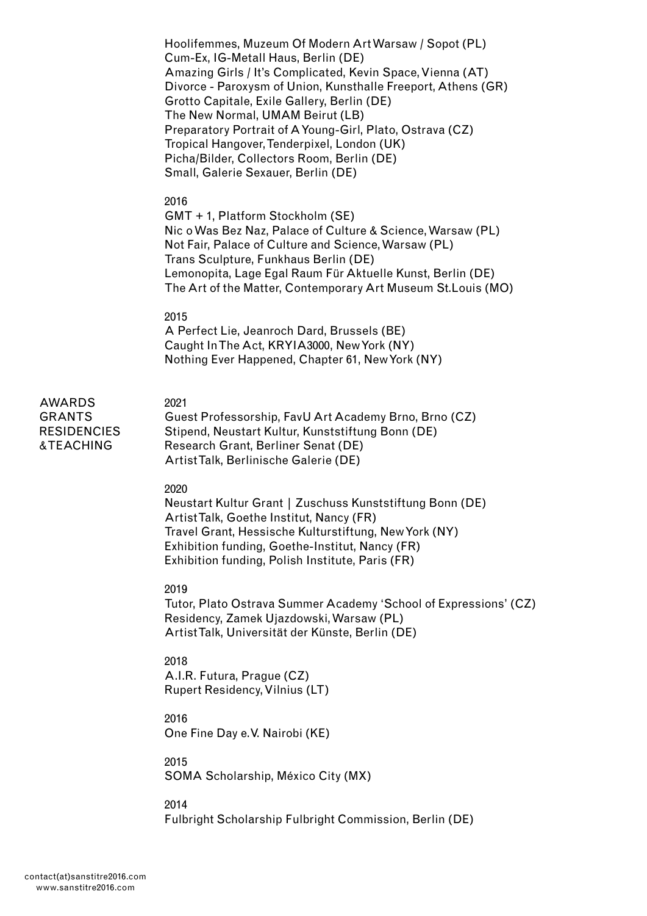Hoolifemmes, Muzeum Of Modern Art Warsaw / Sopot (PL)
Cum-Ex, IG-Metall Haus, Berlin (DE)
Amazing Girls / It's Complicated, Kevin Space, Vienna (AT)
Divorce - Paroxysm of Union, Kunsthalle Freeport, Athens (GR)
Grotto Capitale, Exile Gallery, Berlin (DE)
The New Normal, UMAM Beirut (LB)
Preparatory Portrait of A Young-Girl, Plato, Ostrava (CZ)
Tropical Hangover, Tenderpixel, London (UK)
Picha/Bilder, Collectors Room, Berlin (DE)
Small, Galerie Sexauer, Berlin (DE)

2016
GMT + 1, Platform Stockholm (SE)
Nic o Was Bez Naz, Palace of Culture & Science, Warsaw (PL)
Not Fair, Palace of Culture and Science, Warsaw (PL)
Trans Sculpture, Funkhaus Berlin (DE)
Lemonopita, Lage Egal Raum Für Aktuelle Kunst, Berlin (DE)
The Art of the Matter, Contemporary Art Museum St.Louis (MO)

2015
A Perfect Lie, Jeanroch Dard, Brussels (BE)
Caught In The Act, KRYIA3000, New York (NY)
Nothing Ever Happened, Chapter 61, New York (NY)

## AWARDS GRANTS RESIDENCIES &TEACHING

2021
Guest Professorship, FavU Art Academy Brno, Brno (CZ)
Stipend, Neustart Kultur, Kunststiftung Bonn (DE)
Research Grant, Berliner Senat (DE)
Artist Talk, Berlinische Galerie (DE)

2020
Neustart Kultur Grant | Zuschuss Kunststiftung Bonn (DE)
Artist Talk, Goethe Institut, Nancy (FR)
Travel Grant, Hessische Kulturstiftung, New York (NY)
Exhibition funding, Goethe-Institut, Nancy (FR)
Exhibition funding, Polish Institute, Paris (FR)

2019
Tutor, Plato Ostrava Summer Academy 'School of Expressions' (CZ)
Residency, Zamek Ujazdowski, Warsaw (PL)
Artist Talk, Universität der Künste, Berlin (DE)

2018
A.I.R. Futura, Prague (CZ)
Rupert Residency, Vilnius (LT)

2016
One Fine Day e.V. Nairobi (KE)

2015
SOMA Scholarship, México City (MX)

2014
Fulbright Scholarship Fulbright Commission, Berlin (DE)

contact(at)sanstitre2016.com
www.sanstitre2016.com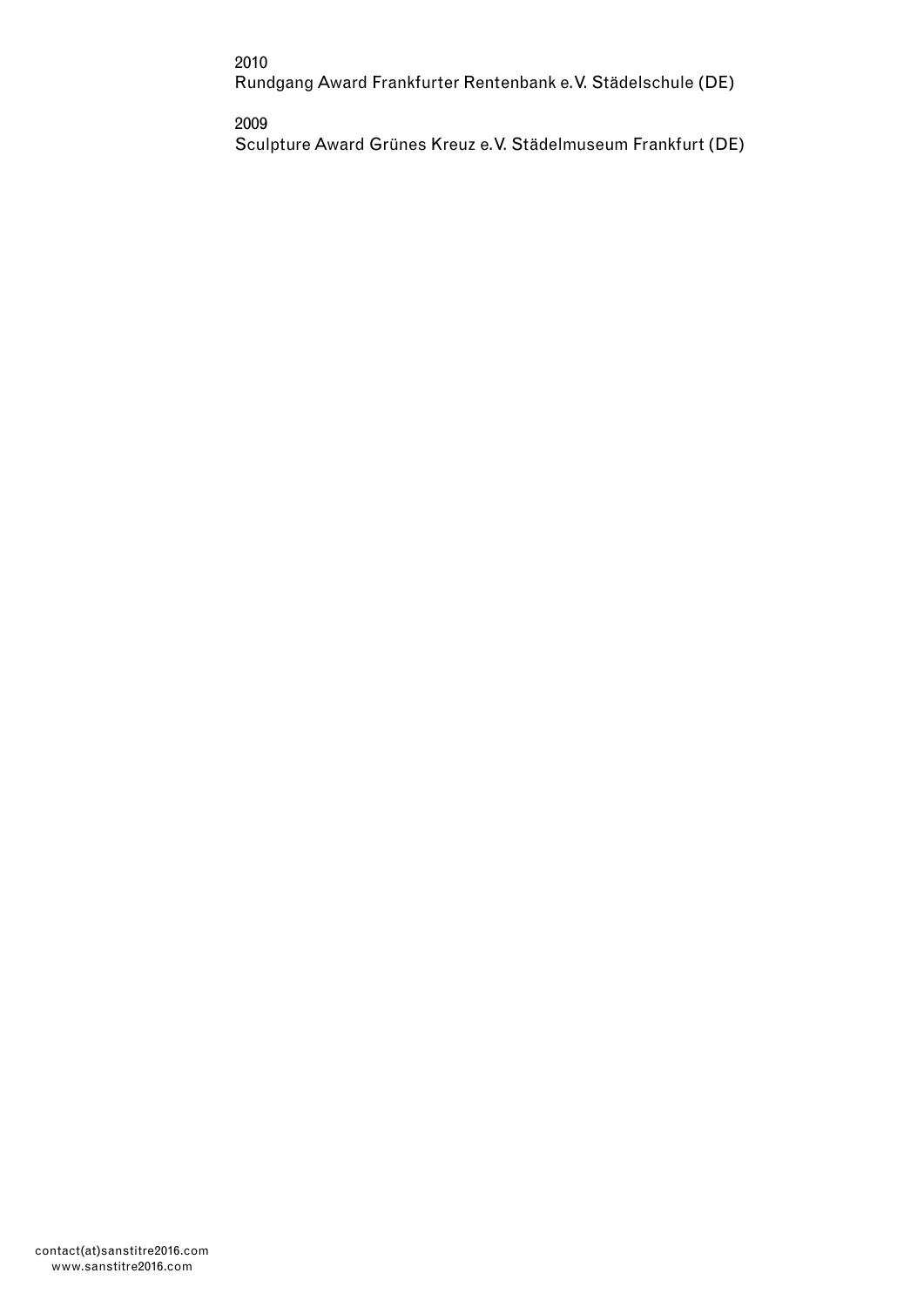2010
Rundgang Award Frankfurter Rentenbank e.V. Städelschule (DE)

2009
Sculpture Award Grünes Kreuz e.V. Städelmuseum Frankfurt (DE)

contact(at)sanstitre2016.com
www.sanstitre2016.com